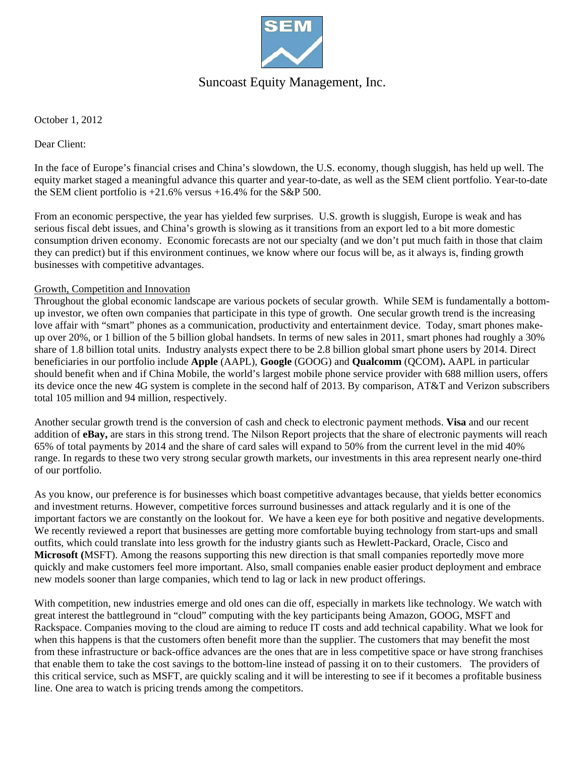# Suncoast Equity Management, Inc.

October 1, 2012

Dear Client:

In the face of Europe's financial crises and China's slowdown, the U.S. economy, though sluggish, has held up well. The equity market staged a meaningful advance this quarter and year-to-date, as well as the SEM client portfolio. Year-to-date the SEM client portfolio is +21.6% versus +16.4% for the S&P 500.

From an economic perspective, the year has yielded few surprises. U.S. growth is sluggish, Europe is weak and has serious fiscal debt issues, and China's growth is slowing as it transitions from an export led to a bit more domestic consumption driven economy. Economic forecasts are not our specialty (and we don't put much faith in those that claim they can predict) but if this environment continues, we know where our focus will be, as it always is, finding growth businesses with competitive advantages.

## Growth, Competition and Innovation

Throughout the global economic landscape are various pockets of secular growth. While SEM is fundamentally a bottom-up investor, we often own companies that participate in this type of growth. One secular growth trend is the increasing love affair with "smart" phones as a communication, productivity and entertainment device. Today, smart phones make-up over 20%, or 1 billion of the 5 billion global handsets. In terms of new sales in 2011, smart phones had roughly a 30% share of 1.8 billion total units. Industry analysts expect there to be 2.8 billion global smart phone users by 2014. Direct beneficiaries in our portfolio include **Apple** (AAPL), **Google** (GOOG) and **Qualcomm** (QCOM)**.** AAPL in particular should benefit when and if China Mobile, the world's largest mobile phone service provider with 688 million users, offers its device once the new 4G system is complete in the second half of 2013. By comparison, AT&T and Verizon subscribers total 105 million and 94 million, respectively.

Another secular growth trend is the conversion of cash and check to electronic payment methods. **Visa** and our recent addition of **eBay,** are stars in this strong trend. The Nilson Report projects that the share of electronic payments will reach 65% of total payments by 2014 and the share of card sales will expand to 50% from the current level in the mid 40% range. In regards to these two very strong secular growth markets, our investments in this area represent nearly one-third of our portfolio.

As you know, our preference is for businesses which boast competitive advantages because, that yields better economics and investment returns. However, competitive forces surround businesses and attack regularly and it is one of the important factors we are constantly on the lookout for. We have a keen eye for both positive and negative developments. We recently reviewed a report that businesses are getting more comfortable buying technology from start-ups and small outfits, which could translate into less growth for the industry giants such as Hewlett-Packard, Oracle, Cisco and **Microsoft (**MSFT). Among the reasons supporting this new direction is that small companies reportedly move more quickly and make customers feel more important. Also, small companies enable easier product deployment and embrace new models sooner than large companies, which tend to lag or lack in new product offerings.

With competition, new industries emerge and old ones can die off, especially in markets like technology. We watch with great interest the battleground in "cloud" computing with the key participants being Amazon, GOOG, MSFT and Rackspace. Companies moving to the cloud are aiming to reduce IT costs and add technical capability. What we look for when this happens is that the customers often benefit more than the supplier. The customers that may benefit the most from these infrastructure or back-office advances are the ones that are in less competitive space or have strong franchises that enable them to take the cost savings to the bottom-line instead of passing it on to their customers. The providers of this critical service, such as MSFT, are quickly scaling and it will be interesting to see if it becomes a profitable business line. One area to watch is pricing trends among the competitors.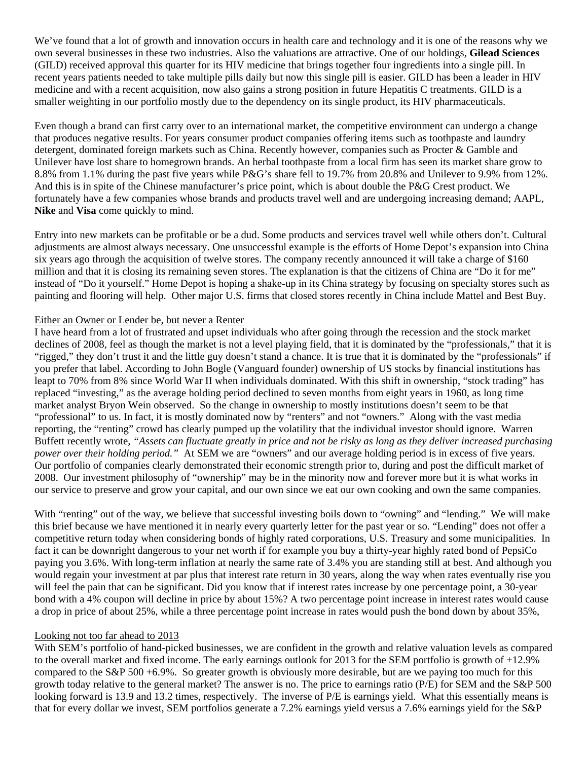We've found that a lot of growth and innovation occurs in health care and technology and it is one of the reasons why we own several businesses in these two industries. Also the valuations are attractive. One of our holdings, **Gilead Sciences** (GILD) received approval this quarter for its HIV medicine that brings together four ingredients into a single pill. In recent years patients needed to take multiple pills daily but now this single pill is easier. GILD has been a leader in HIV medicine and with a recent acquisition, now also gains a strong position in future Hepatitis C treatments. GILD is a smaller weighting in our portfolio mostly due to the dependency on its single product, its HIV pharmaceuticals.

Even though a brand can first carry over to an international market, the competitive environment can undergo a change that produces negative results. For years consumer product companies offering items such as toothpaste and laundry detergent, dominated foreign markets such as China. Recently however, companies such as Procter & Gamble and Unilever have lost share to homegrown brands. An herbal toothpaste from a local firm has seen its market share grow to 8.8% from 1.1% during the past five years while P&G's share fell to 19.7% from 20.8% and Unilever to 9.9% from 12%. And this is in spite of the Chinese manufacturer's price point, which is about double the P&G Crest product. We fortunately have a few companies whose brands and products travel well and are undergoing increasing demand; AAPL, **Nike** and **Visa** come quickly to mind.

Entry into new markets can be profitable or be a dud. Some products and services travel well while others don't. Cultural adjustments are almost always necessary. One unsuccessful example is the efforts of Home Depot's expansion into China six years ago through the acquisition of twelve stores. The company recently announced it will take a charge of $160 million and that it is closing its remaining seven stores. The explanation is that the citizens of China are "Do it for me" instead of "Do it yourself." Home Depot is hoping a shake-up in its China strategy by focusing on specialty stores such as painting and flooring will help. Other major U.S. firms that closed stores recently in China include Mattel and Best Buy.

## Either an Owner or Lender be, but never a Renter

I have heard from a lot of frustrated and upset individuals who after going through the recession and the stock market declines of 2008, feel as though the market is not a level playing field, that it is dominated by the "professionals," that it is "rigged," they don't trust it and the little guy doesn't stand a chance. It is true that it is dominated by the "professionals" if you prefer that label. According to John Bogle (Vanguard founder) ownership of US stocks by financial institutions has leapt to 70% from 8% since World War II when individuals dominated. With this shift in ownership, "stock trading" has replaced "investing," as the average holding period declined to seven months from eight years in 1960, as long time market analyst Bryon Wein observed. So the change in ownership to mostly institutions doesn't seem to be that "professional" to us. In fact, it is mostly dominated now by "renters" and not "owners." Along with the vast media reporting, the "renting" crowd has clearly pumped up the volatility that the individual investor should ignore. Warren Buffett recently wrote, *"Assets can fluctuate greatly in price and not be risky as long as they deliver increased purchasing power over their holding period."* At SEM we are "owners" and our average holding period is in excess of five years. Our portfolio of companies clearly demonstrated their economic strength prior to, during and post the difficult market of 2008. Our investment philosophy of "ownership" may be in the minority now and forever more but it is what works in our service to preserve and grow your capital, and our own since we eat our own cooking and own the same companies.

With "renting" out of the way, we believe that successful investing boils down to "owning" and "lending." We will make this brief because we have mentioned it in nearly every quarterly letter for the past year or so. "Lending" does not offer a competitive return today when considering bonds of highly rated corporations, U.S. Treasury and some municipalities. In fact it can be downright dangerous to your net worth if for example you buy a thirty-year highly rated bond of PepsiCo paying you 3.6%. With long-term inflation at nearly the same rate of 3.4% you are standing still at best. And although you would regain your investment at par plus that interest rate return in 30 years, along the way when rates eventually rise you will feel the pain that can be significant. Did you know that if interest rates increase by one percentage point, a 30-year bond with a 4% coupon will decline in price by about 15%? A two percentage point increase in interest rates would cause a drop in price of about 25%, while a three percentage point increase in rates would push the bond down by about 35%,

## Looking not too far ahead to 2013

With SEM's portfolio of hand-picked businesses, we are confident in the growth and relative valuation levels as compared to the overall market and fixed income. The early earnings outlook for 2013 for the SEM portfolio is growth of +12.9% compared to the S&P 500 +6.9%. So greater growth is obviously more desirable, but are we paying too much for this growth today relative to the general market? The answer is no. The price to earnings ratio (P/E) for SEM and the S&P 500 looking forward is 13.9 and 13.2 times, respectively. The inverse of P/E is earnings yield. What this essentially means is that for every dollar we invest, SEM portfolios generate a 7.2% earnings yield versus a 7.6% earnings yield for the S&P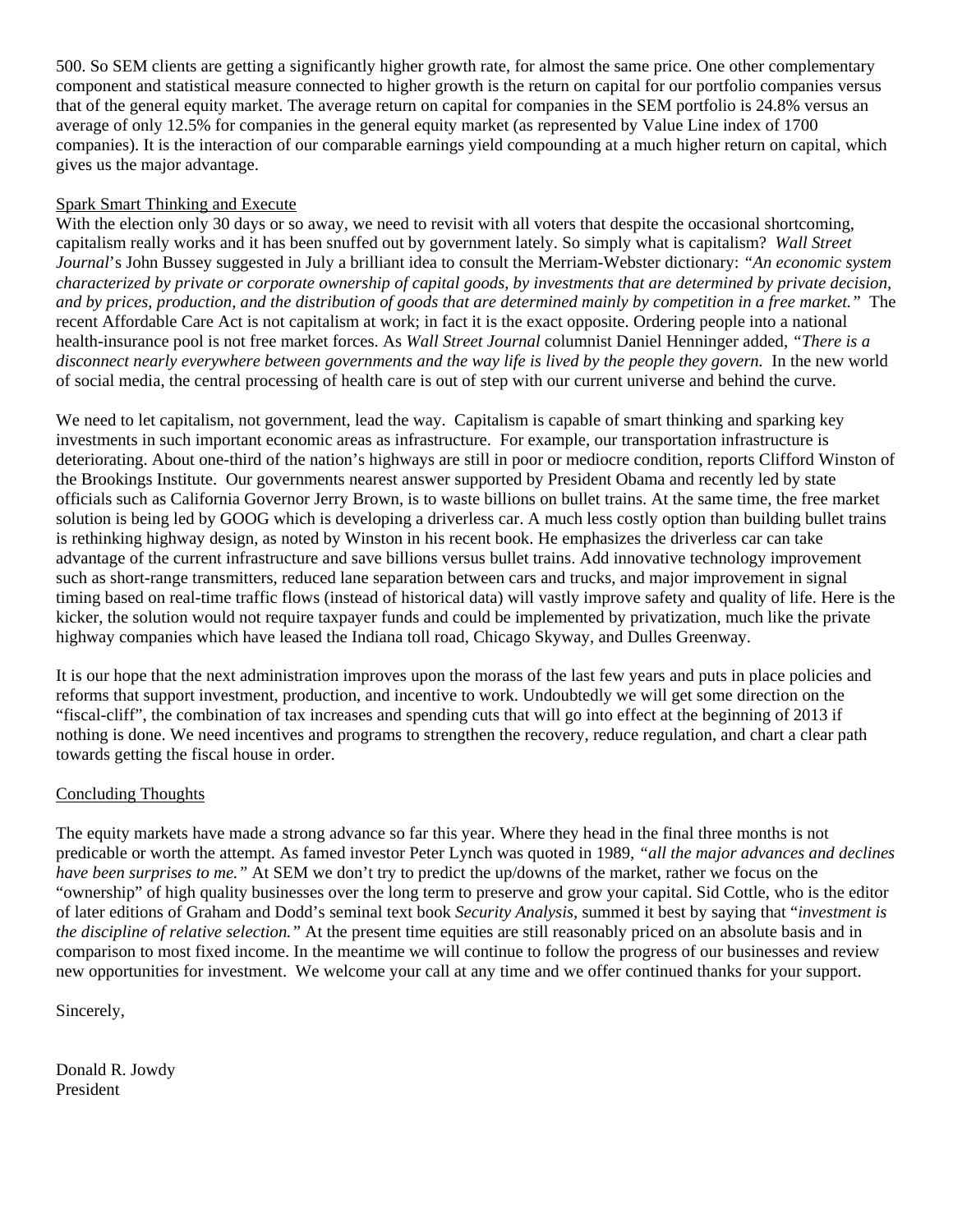500. So SEM clients are getting a significantly higher growth rate, for almost the same price. One other complementary component and statistical measure connected to higher growth is the return on capital for our portfolio companies versus that of the general equity market. The average return on capital for companies in the SEM portfolio is 24.8% versus an average of only 12.5% for companies in the general equity market (as represented by Value Line index of 1700 companies). It is the interaction of our comparable earnings yield compounding at a much higher return on capital, which gives us the major advantage.

Spark Smart Thinking and Execute

With the election only 30 days or so away, we need to revisit with all voters that despite the occasional shortcoming, capitalism really works and it has been snuffed out by government lately. So simply what is capitalism? *Wall Street Journal*'s John Bussey suggested in July a brilliant idea to consult the Merriam-Webster dictionary: *"An economic system characterized by private or corporate ownership of capital goods, by investments that are determined by private decision, and by prices, production, and the distribution of goods that are determined mainly by competition in a free market."* The recent Affordable Care Act is not capitalism at work; in fact it is the exact opposite. Ordering people into a national health-insurance pool is not free market forces. As *Wall Street Journal* columnist Daniel Henninger added, *"There is a disconnect nearly everywhere between governments and the way life is lived by the people they govern.* In the new world of social media, the central processing of health care is out of step with our current universe and behind the curve.

We need to let capitalism, not government, lead the way. Capitalism is capable of smart thinking and sparking key investments in such important economic areas as infrastructure. For example, our transportation infrastructure is deteriorating. About one-third of the nation's highways are still in poor or mediocre condition, reports Clifford Winston of the Brookings Institute. Our governments nearest answer supported by President Obama and recently led by state officials such as California Governor Jerry Brown, is to waste billions on bullet trains. At the same time, the free market solution is being led by GOOG which is developing a driverless car. A much less costly option than building bullet trains is rethinking highway design, as noted by Winston in his recent book. He emphasizes the driverless car can take advantage of the current infrastructure and save billions versus bullet trains. Add innovative technology improvement such as short-range transmitters, reduced lane separation between cars and trucks, and major improvement in signal timing based on real-time traffic flows (instead of historical data) will vastly improve safety and quality of life. Here is the kicker, the solution would not require taxpayer funds and could be implemented by privatization, much like the private highway companies which have leased the Indiana toll road, Chicago Skyway, and Dulles Greenway.

It is our hope that the next administration improves upon the morass of the last few years and puts in place policies and reforms that support investment, production, and incentive to work. Undoubtedly we will get some direction on the "fiscal-cliff", the combination of tax increases and spending cuts that will go into effect at the beginning of 2013 if nothing is done. We need incentives and programs to strengthen the recovery, reduce regulation, and chart a clear path towards getting the fiscal house in order.

Concluding Thoughts

The equity markets have made a strong advance so far this year. Where they head in the final three months is not predicable or worth the attempt. As famed investor Peter Lynch was quoted in 1989, *"all the major advances and declines have been surprises to me."* At SEM we don't try to predict the up/downs of the market, rather we focus on the "ownership" of high quality businesses over the long term to preserve and grow your capital. Sid Cottle, who is the editor of later editions of Graham and Dodd's seminal text book *Security Analysis,* summed it best by saying that "*investment is the discipline of relative selection."* At the present time equities are still reasonably priced on an absolute basis and in comparison to most fixed income. In the meantime we will continue to follow the progress of our businesses and review new opportunities for investment. We welcome your call at any time and we offer continued thanks for your support.

Sincerely,

Donald R. Jowdy
President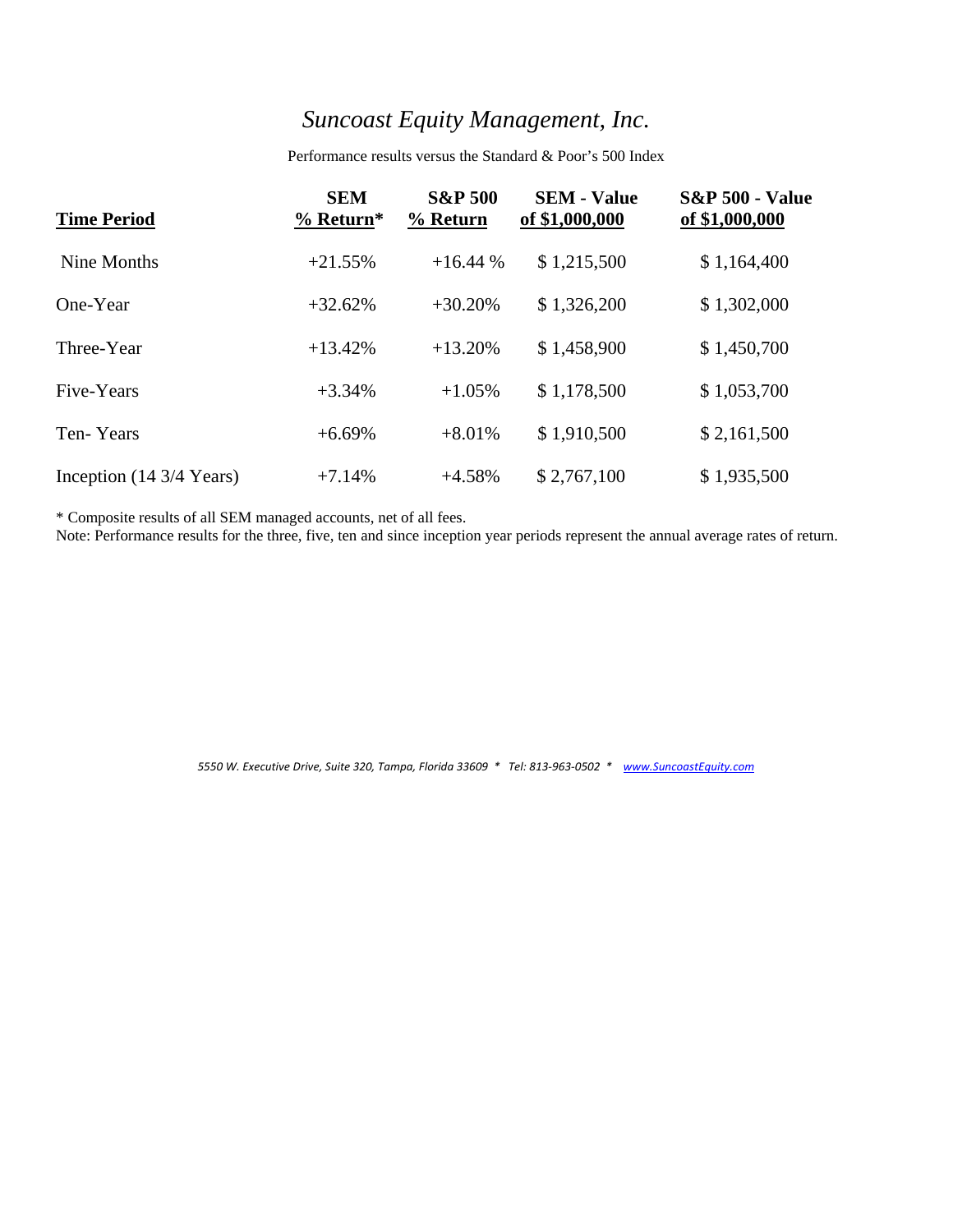# *Suncoast Equity Management, Inc.*

Performance results versus the Standard & Poor's 500 Index

| Time Period | SEM % Return* | S&P 500 % Return | SEM - Value of $1,000,000 | S&P 500 - Value of $1,000,000 |
|---|---|---|---|---|
| Nine Months | +21.55% | +16.44 % | $ 1,215,500 | $ 1,164,400 |
| One-Year | +32.62% | +30.20% | $ 1,326,200 | $ 1,302,000 |
| Three-Year | +13.42% | +13.20% | $ 1,458,900 | $ 1,450,700 |
| Five-Years | +3.34% | +1.05% | $ 1,178,500 | $ 1,053,700 |
| Ten- Years | +6.69% | +8.01% | $ 1,910,500 | $ 2,161,500 |
| Inception (14 3/4 Years) | +7.14% | +4.58% | $ 2,767,100 | $ 1,935,500 |

* Composite results of all SEM managed accounts, net of all fees.

Note: Performance results for the three, five, ten and since inception year periods represent the annual average rates of return.

*5550 W. Executive Drive, Suite 320, Tampa, Florida 33609 * Tel: 813-963-0502 * www.SuncoastEquity.com*